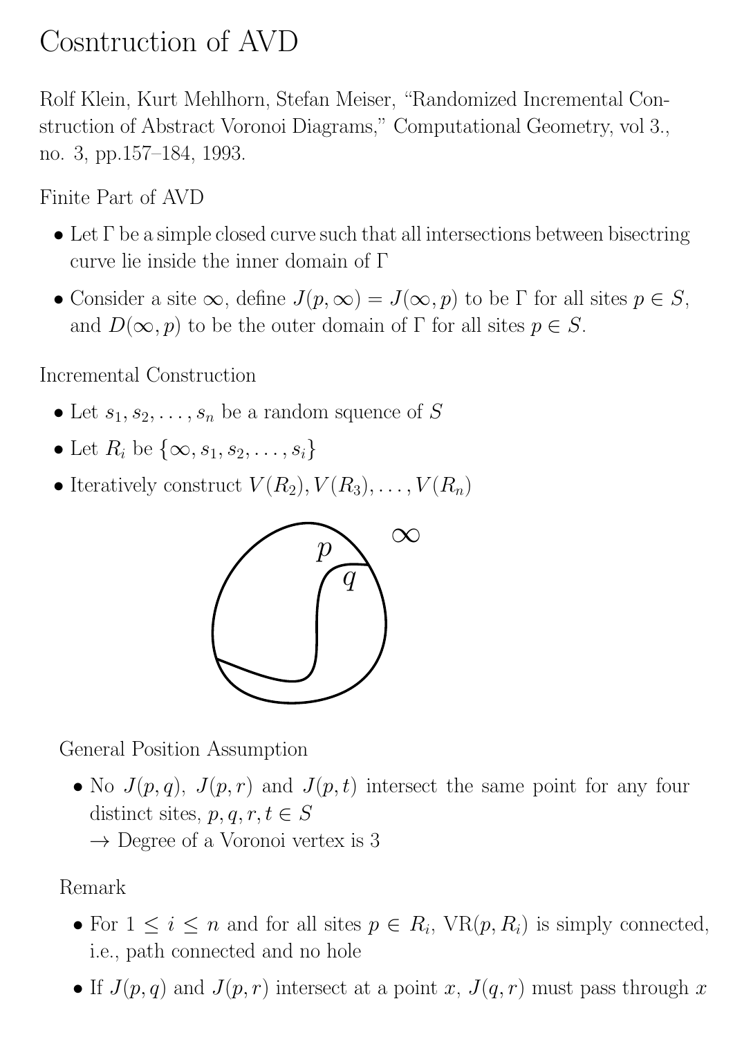# Cosntruction of AVD

Rolf Klein, Kurt Mehlhorn, Stefan Meiser, "Randomized Incremental Construction of Abstract Voronoi Diagrams," Computational Geometry, vol 3., no. 3, pp.157–184, 1993.

Finite Part of AVD

- Let $\Gamma$ be a simple closed curve such that all intersections between bisectring curve lie inside the inner domain of $\Gamma$
- Consider a site $\infty$, define $J(p, \infty) = J(\infty, p)$ to be $\Gamma$ for all sites $p \in S$, and $D(\infty, p)$ to be the outer domain of $\Gamma$ for all sites $p \in S$.

Incremental Construction

- Let $s_1, s_2, \ldots, s_n$ be a random squence of $S$
- Let $R_i$ be $\{\infty, s_1, s_2, \ldots, s_i\}$
- Iteratively construct $V(R_2), V(R_3), \ldots, V(R_n)$

General Position Assumption

- No $J(p, q)$, $J(p, r)$ and $J(p, t)$ intersect the same point for any four distinct sites, $p, q, r, t \in S$
  $\rightarrow$ Degree of a Voronoi vertex is 3

Remark

- For $1 \leq i \leq n$ and for all sites $p \in R_i$, $\text{VR}(p, R_i)$ is simply connected, i.e., path connected and no hole
- If $J(p, q)$ and $J(p, r)$ intersect at a point $x$, $J(q, r)$ must pass through $x$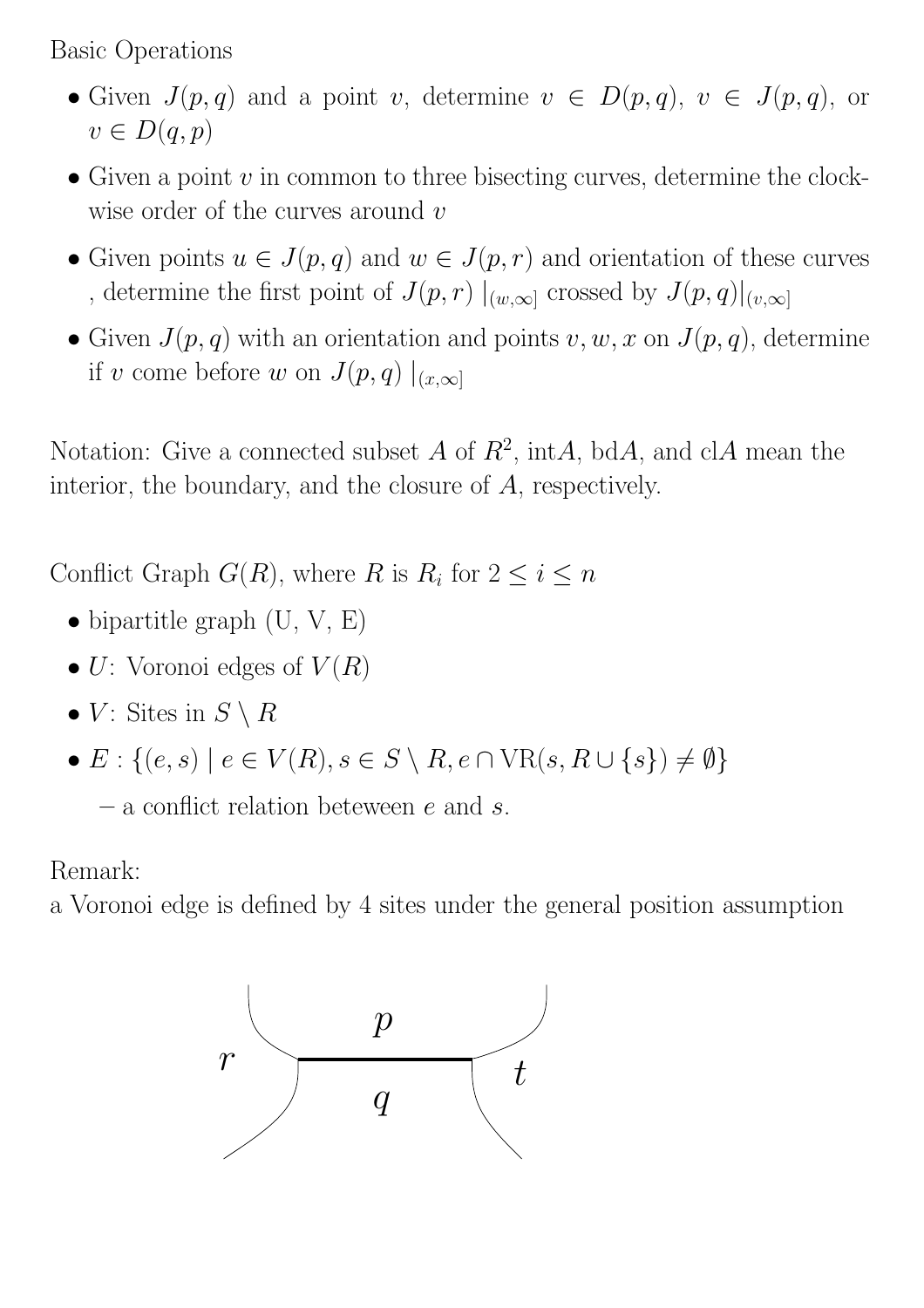Basic Operations

- Given $J(p, q)$ and a point $v$, determine $v \in D(p, q)$, $v \in J(p, q)$, or $v \in D(q, p)$
- Given a point $v$ in common to three bisecting curves, determine the clockwise order of the curves around $v$
- Given points $u \in J(p, q)$ and $w \in J(p, r)$ and orientation of these curves , determine the first point of $J(p, r)\mid_{(w,\infty]}$ crossed by $J(p, q)|_{(v,\infty]}$
- Given $J(p, q)$ with an orientation and points $v, w, x$ on $J(p, q)$, determine if $v$ come before $w$ on $J(p, q)\mid_{(x,\infty]}$

Notation: Give a connected subset $A$ of $R^2$, int$A$, bd$A$, and cl$A$ mean the interior, the boundary, and the closure of $A$, respectively.

Conflict Graph $G(R)$, where $R$ is $R_i$ for $2 \leq i \leq n$

- bipartilte graph (U, V, E)
- $U$: Voronoi edges of $V(R)$
- $V$: Sites in $S \setminus R$
- $E : \{(e, s) \mid e \in V(R), s \in S \setminus R, e \cap \text{VR}(s, R \cup \{s\}) \neq \emptyset\}$
  - a conflict relation beteween $e$ and $s$.

Remark:
a Voronoi edge is defined by 4 sites under the general position assumption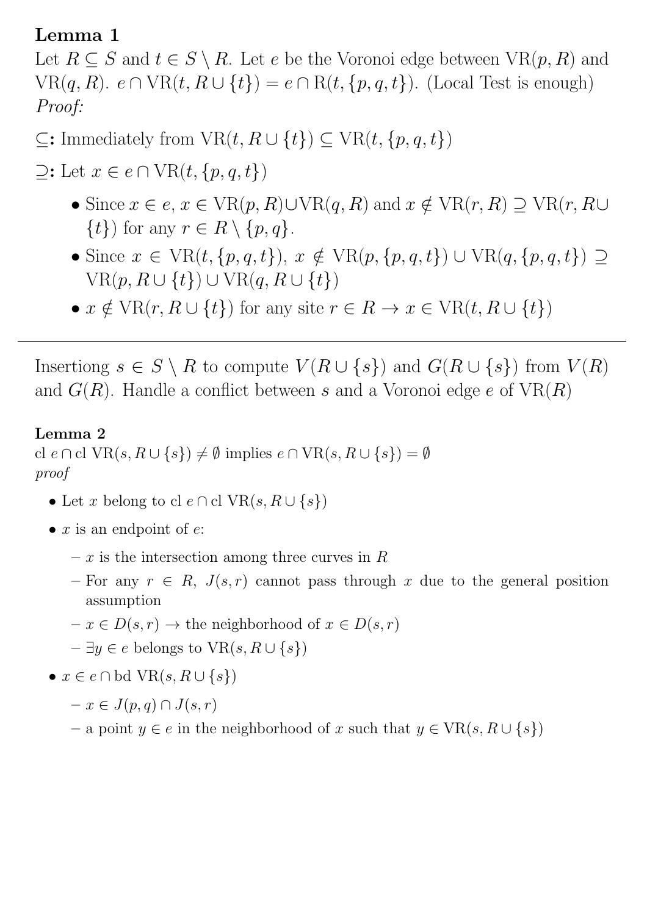**Lemma 1**

Let $R \subseteq S$ and $t \in S \setminus R$. Let $e$ be the Voronoi edge between $\mathrm{VR}(p, R)$ and $\mathrm{VR}(q, R)$. $e \cap \mathrm{VR}(t, R \cup \{t\}) = e \cap \mathrm{R}(t, \{p, q, t\})$. (Local Test is enough)

*Proof:*

**$\subseteq$:** Immediately from $\mathrm{VR}(t, R \cup \{t\}) \subseteq \mathrm{VR}(t, \{p, q, t\})$

**$\supseteq$:** Let $x \in e \cap \mathrm{VR}(t, \{p, q, t\})$

- Since $x \in e$, $x \in \mathrm{VR}(p, R) \cup \mathrm{VR}(q, R)$ and $x \notin \mathrm{VR}(r, R) \supseteq \mathrm{VR}(r, R \cup \{t\})$ for any $r \in R \setminus \{p, q\}$.
- Since $x \in \mathrm{VR}(t, \{p, q, t\})$, $x \notin \mathrm{VR}(p, \{p, q, t\}) \cup \mathrm{VR}(q, \{p, q, t\}) \supseteq \mathrm{VR}(p, R \cup \{t\}) \cup \mathrm{VR}(q, R \cup \{t\})$
- $x \notin \mathrm{VR}(r, R \cup \{t\})$ for any site $r \in R \rightarrow x \in \mathrm{VR}(t, R \cup \{t\})$

---

Insertiong $s \in S \setminus R$ to compute $V(R \cup \{s\})$ and $G(R \cup \{s\})$ from $V(R)$ and $G(R)$. Handle a conflict between $s$ and a Voronoi edge $e$ of $\mathrm{VR}(R)$

**Lemma 2**

$\mathrm{cl}\ e \cap \mathrm{cl}\ \mathrm{VR}(s, R \cup \{s\}) \neq \emptyset$ implies $e \cap \mathrm{VR}(s, R \cup \{s\}) = \emptyset$

*proof*

- Let $x$ belong to $\mathrm{cl}\ e \cap \mathrm{cl}\ \mathrm{VR}(s, R \cup \{s\})$
- $x$ is an endpoint of $e$:
  - $x$ is the intersection among three curves in $R$
  - For any $r \in R$, $J(s, r)$ cannot pass through $x$ due to the general position assumption
  - $x \in D(s, r) \rightarrow$ the neighborhood of $x \in D(s, r)$
  - $\exists y \in e$ belongs to $\mathrm{VR}(s, R \cup \{s\})$
- $x \in e \cap \mathrm{bd}\ \mathrm{VR}(s, R \cup \{s\})$
  - $x \in J(p, q) \cap J(s, r)$
  - a point $y \in e$ in the neighborhood of $x$ such that $y \in \mathrm{VR}(s, R \cup \{s\})$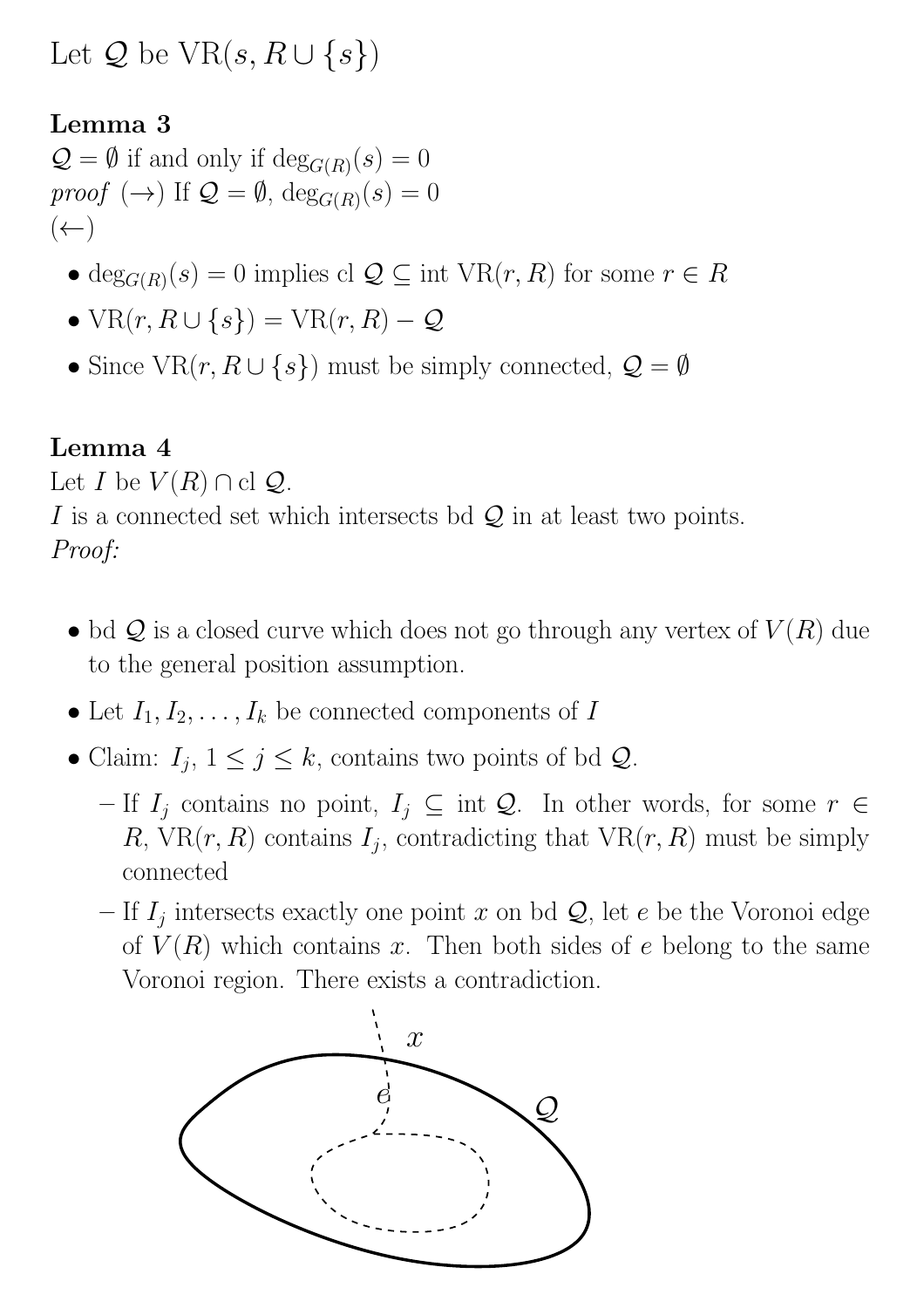Let $\mathcal{Q}$ be $\text{VR}(s, R \cup \{s\})$

**Lemma 3**

$\mathcal{Q} = \emptyset$ if and only if $\deg_{G(R)}(s) = 0$

*proof* ($\rightarrow$) If $\mathcal{Q} = \emptyset$, $\deg_{G(R)}(s) = 0$

($\leftarrow$)

- $\deg_{G(R)}(s) = 0$ implies cl $\mathcal{Q} \subseteq$ int $\text{VR}(r, R)$ for some $r \in R$
- $\text{VR}(r, R \cup \{s\}) = \text{VR}(r, R) - \mathcal{Q}$
- Since $\text{VR}(r, R \cup \{s\})$ must be simply connected, $\mathcal{Q} = \emptyset$

**Lemma 4**

Let $I$ be $V(R) \cap$ cl $\mathcal{Q}$.

$I$ is a connected set which intersects bd $\mathcal{Q}$ in at least two points.

*Proof:*

- bd $\mathcal{Q}$ is a closed curve which does not go through any vertex of $V(R)$ due to the general position assumption.
- Let $I_1, I_2, \ldots, I_k$ be connected components of $I$
- Claim: $I_j$, $1 \leq j \leq k$, contains two points of bd $\mathcal{Q}$.
  - If $I_j$ contains no point, $I_j \subseteq$ int $\mathcal{Q}$. In other words, for some $r \in R$, $\text{VR}(r, R)$ contains $I_j$, contradicting that $\text{VR}(r, R)$ must be simply connected
  - If $I_j$ intersects exactly one point $x$ on bd $\mathcal{Q}$, let $e$ be the Voronoi edge of $V(R)$ which contains $x$. Then both sides of $e$ belong to the same Voronoi region. There exists a contradiction.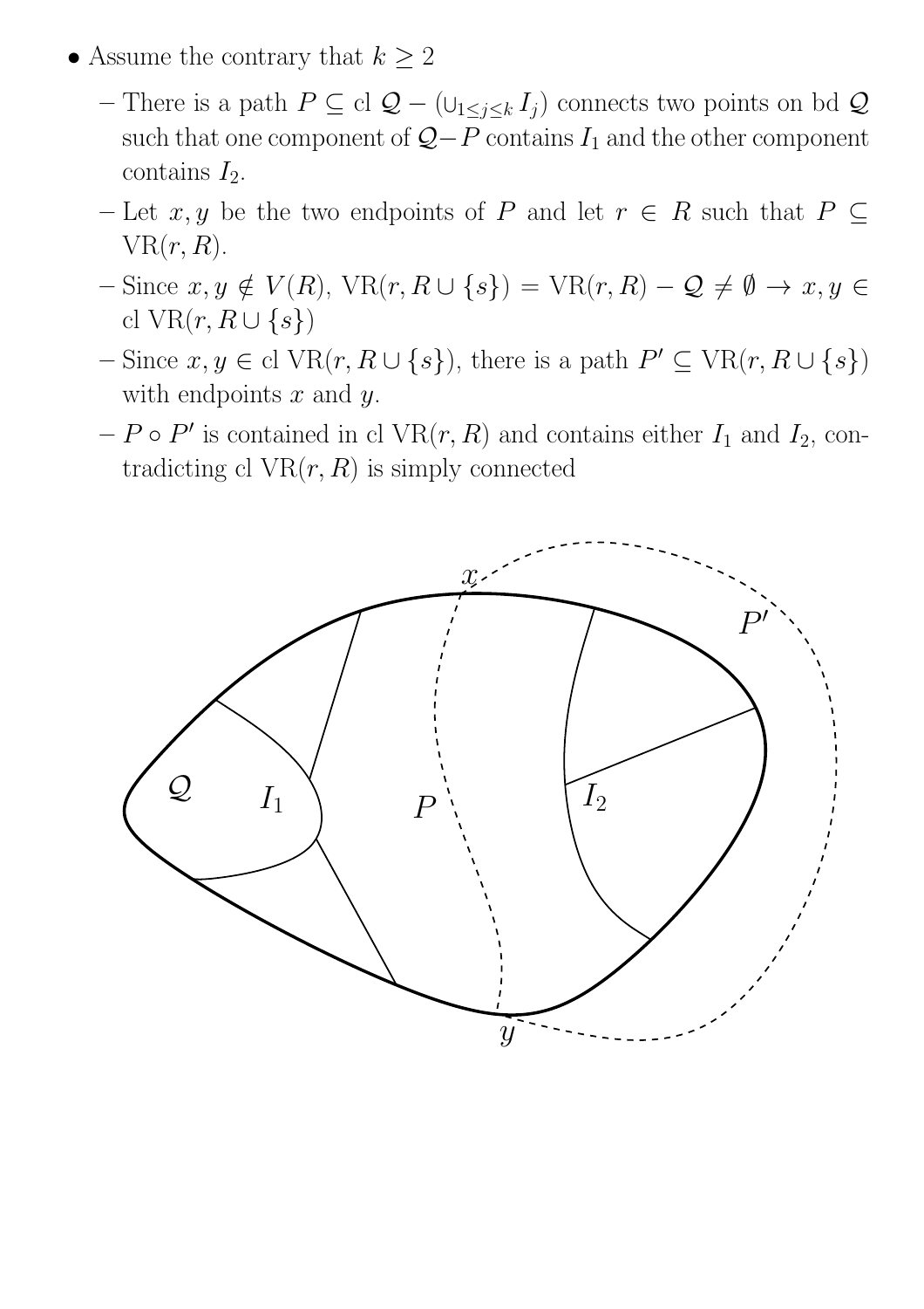- Assume the contrary that $k \geq 2$
  - There is a path $P \subseteq \text{cl } \mathcal{Q} - (\cup_{1 \leq j \leq k} I_j)$ connects two points on bd $\mathcal{Q}$ such that one component of $\mathcal{Q} - P$ contains $I_1$ and the other component contains $I_2$.
  - Let $x, y$ be the two endpoints of $P$ and let $r \in R$ such that $P \subseteq \text{VR}(r, R)$.
  - Since $x, y \notin V(R)$, $\text{VR}(r, R \cup \{s\}) = \text{VR}(r, R) - \mathcal{Q} \neq \emptyset \to x, y \in \text{cl VR}(r, R \cup \{s\})$
  - Since $x, y \in \text{cl VR}(r, R \cup \{s\})$, there is a path $P' \subseteq \text{VR}(r, R \cup \{s\})$ with endpoints $x$ and $y$.
  - $P \circ P'$ is contained in cl $\text{VR}(r, R)$ and contains either $I_1$ and $I_2$, contradicting cl $\text{VR}(r, R)$ is simply connected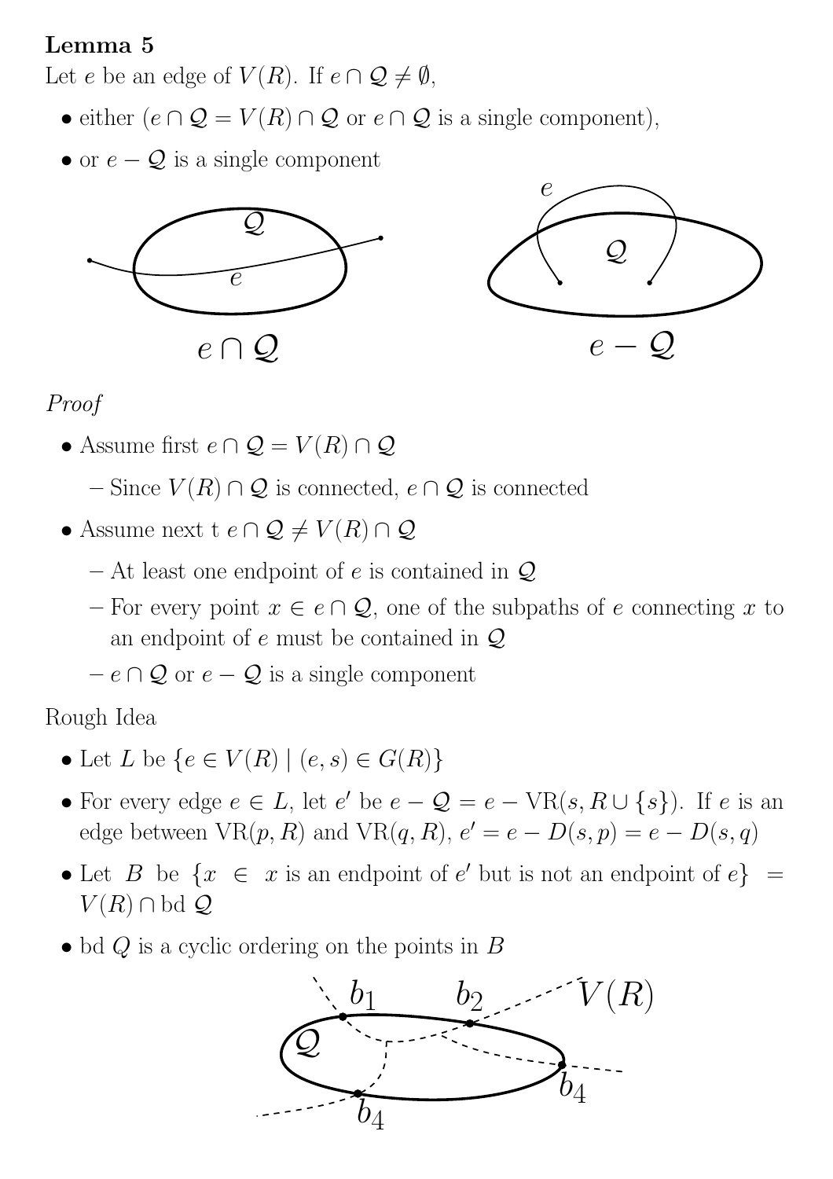**Lemma 5**

Let $e$ be an edge of $V(R)$. If $e \cap \mathcal{Q} \neq \emptyset$,

- either ($e \cap \mathcal{Q} = V(R) \cap \mathcal{Q}$ or $e \cap \mathcal{Q}$ is a single component),
- or $e - \mathcal{Q}$ is a single component

*Proof*

- Assume first $e \cap \mathcal{Q} = V(R) \cap \mathcal{Q}$
  - Since $V(R) \cap \mathcal{Q}$ is connected, $e \cap \mathcal{Q}$ is connected
- Assume next t $e \cap \mathcal{Q} \neq V(R) \cap \mathcal{Q}$
  - At least one endpoint of $e$ is contained in $\mathcal{Q}$
  - For every point $x \in e \cap \mathcal{Q}$, one of the subpaths of $e$ connecting $x$ to an endpoint of $e$ must be contained in $\mathcal{Q}$
  - $e \cap \mathcal{Q}$ or $e - \mathcal{Q}$ is a single component

Rough Idea

- Let $L$ be $\{e \in V(R) \mid (e, s) \in G(R)\}$
- For every edge $e \in L$, let $e'$ be $e - \mathcal{Q} = e - \mathrm{VR}(s, R \cup \{s\})$. If $e$ is an edge between $\mathrm{VR}(p, R)$ and $\mathrm{VR}(q, R)$, $e' = e - D(s, p) = e - D(s, q)$
- Let $B$ be $\{x \in x$ is an endpoint of $e'$ but is not an endpoint of $e\} = V(R) \cap \mathrm{bd}\, \mathcal{Q}$
- bd $Q$ is a cyclic ordering on the points in $B$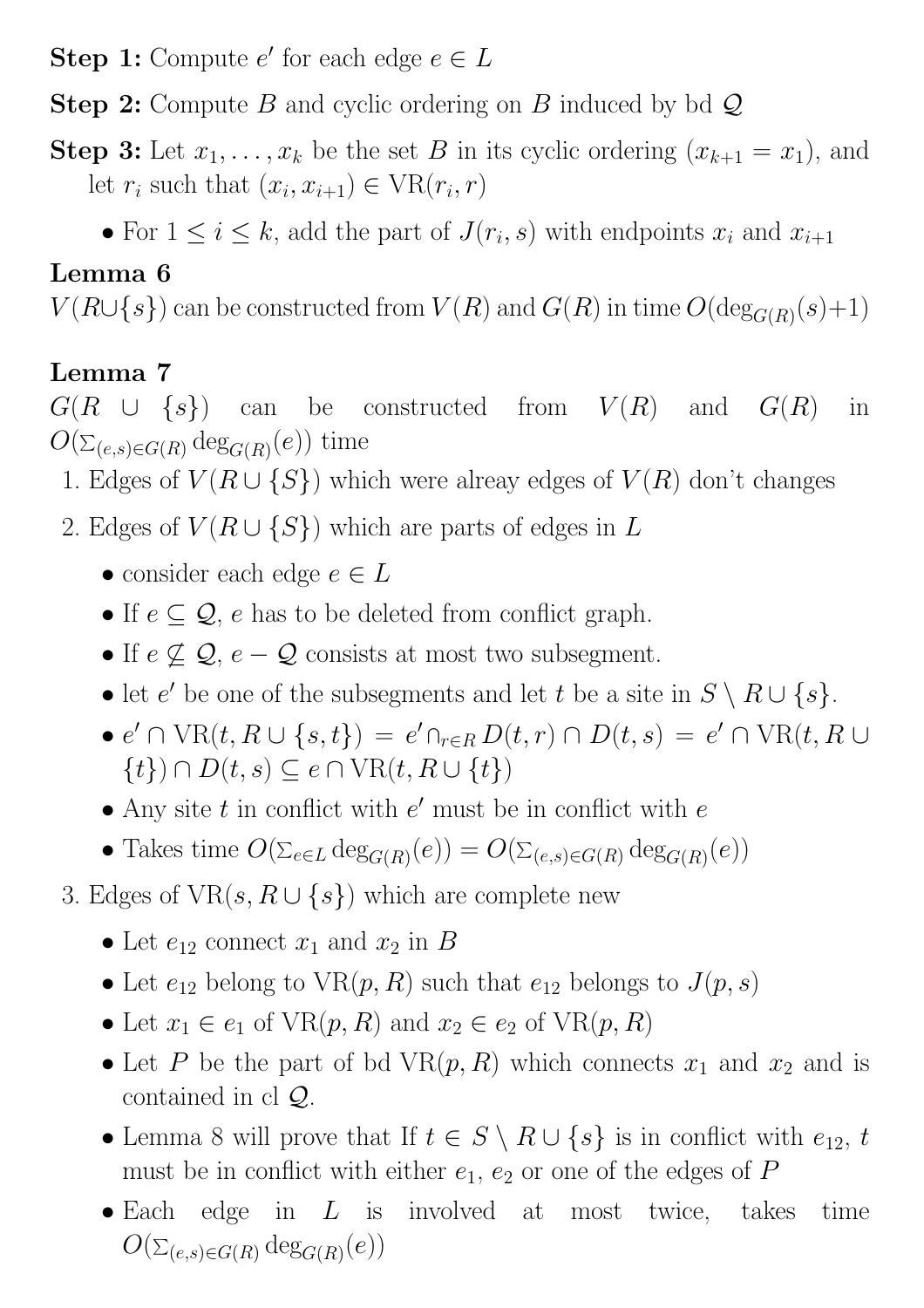**Step 1:** Compute $e'$ for each edge $e \in L$

**Step 2:** Compute $B$ and cyclic ordering on $B$ induced by bd $\mathcal{Q}$

**Step 3:** Let $x_1, \ldots, x_k$ be the set $B$ in its cyclic ordering ($x_{k+1} = x_1$), and let $r_i$ such that $(x_i, x_{i+1}) \in \mathrm{VR}(r_i, r)$

- For $1 \leq i \leq k$, add the part of $J(r_i, s)$ with endpoints $x_i$ and $x_{i+1}$

**Lemma 6**

$V(R \cup \{s\})$ can be constructed from $V(R)$ and $G(R)$ in time $O(\deg_{G(R)}(s)+1)$

**Lemma 7**

$G(R \cup \{s\})$ can be constructed from $V(R)$ and $G(R)$ in $O(\Sigma_{(e,s)\in G(R)} \deg_{G(R)}(e))$ time

1. Edges of $V(R \cup \{S\})$ which were alreay edges of $V(R)$ don't changes
2. Edges of $V(R \cup \{S\})$ which are parts of edges in $L$
   - consider each edge $e \in L$
   - If $e \subseteq \mathcal{Q}$, $e$ has to be deleted from conflict graph.
   - If $e \not\subseteq \mathcal{Q}$, $e - \mathcal{Q}$ consists at most two subsegment.
   - let $e'$ be one of the subsegments and let $t$ be a site in $S \setminus R \cup \{s\}$.
   - $e' \cap \mathrm{VR}(t, R \cup \{s,t\}) = e' \cap_{r \in R} D(t,r) \cap D(t,s) = e' \cap \mathrm{VR}(t, R \cup \{t\}) \cap D(t,s) \subseteq e \cap \mathrm{VR}(t, R \cup \{t\})$
   - Any site $t$ in conflict with $e'$ must be in conflict with $e$
   - Takes time $O(\Sigma_{e \in L} \deg_{G(R)}(e)) = O(\Sigma_{(e,s)\in G(R)} \deg_{G(R)}(e))$
3. Edges of $\mathrm{VR}(s, R \cup \{s\})$ which are complete new
   - Let $e_{12}$ connect $x_1$ and $x_2$ in $B$
   - Let $e_{12}$ belong to $\mathrm{VR}(p, R)$ such that $e_{12}$ belongs to $J(p, s)$
   - Let $x_1 \in e_1$ of $\mathrm{VR}(p, R)$ and $x_2 \in e_2$ of $\mathrm{VR}(p, R)$
   - Let $P$ be the part of bd $\mathrm{VR}(p, R)$ which connects $x_1$ and $x_2$ and is contained in cl $\mathcal{Q}$.
   - Lemma 8 will prove that If $t \in S \setminus R \cup \{s\}$ is in conflict with $e_{12}$, $t$ must be in conflict with either $e_1$, $e_2$ or one of the edges of $P$
   - Each edge in $L$ is involved at most twice, takes time $O(\Sigma_{(e,s)\in G(R)} \deg_{G(R)}(e))$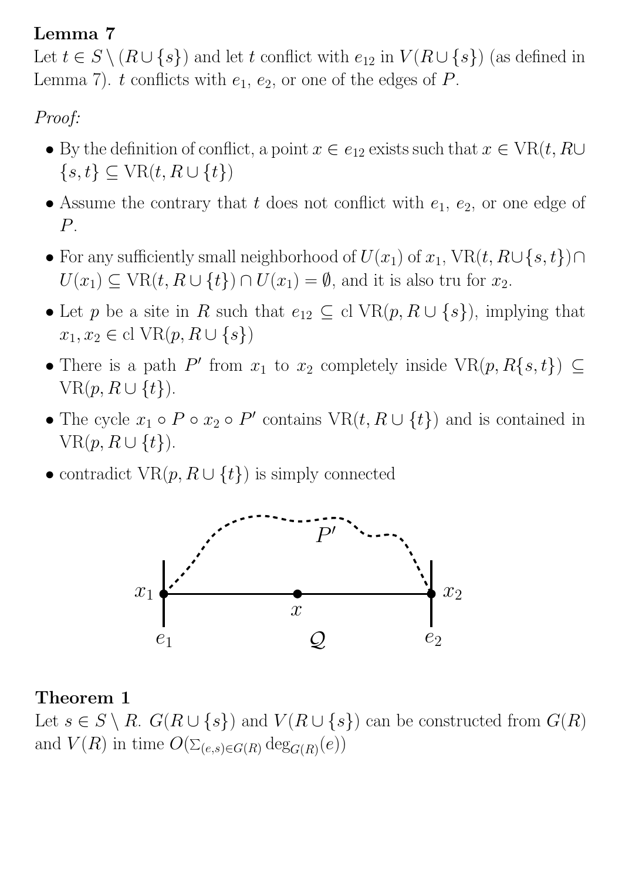**Lemma 7**
Let $t \in S \setminus (R \cup \{s\})$ and let $t$ conflict with $e_{12}$ in $V(R \cup \{s\})$ (as defined in Lemma 7). $t$ conflicts with $e_1$, $e_2$, or one of the edges of $P$.

*Proof:*

- By the definition of conflict, a point $x \in e_{12}$ exists such that $x \in \text{VR}(t, R \cup \{s, t\} \subseteq \text{VR}(t, R \cup \{t\})$
- Assume the contrary that $t$ does not conflict with $e_1$, $e_2$, or one edge of $P$.
- For any sufficiently small neighborhood of $U(x_1)$ of $x_1$, $\text{VR}(t, R \cup \{s, t\}) \cap U(x_1) \subseteq \text{VR}(t, R \cup \{t\}) \cap U(x_1) = \emptyset$, and it is also tru for $x_2$.
- Let $p$ be a site in $R$ such that $e_{12} \subseteq \text{cl VR}(p, R \cup \{s\})$, implying that $x_1, x_2 \in \text{cl VR}(p, R \cup \{s\})$
- There is a path $P'$ from $x_1$ to $x_2$ completely inside $\text{VR}(p, R\{s, t\}) \subseteq \text{VR}(p, R \cup \{t\})$.
- The cycle $x_1 \circ P \circ x_2 \circ P'$ contains $\text{VR}(t, R \cup \{t\})$ and is contained in $\text{VR}(p, R \cup \{t\})$.
- contradict $\text{VR}(p, R \cup \{t\})$ is simply connected

**Theorem 1**
Let $s \in S \setminus R$. $G(R \cup \{s\})$ and $V(R \cup \{s\})$ can be constructed from $G(R)$ and $V(R)$ in time $O(\Sigma_{(e,s) \in G(R)} \deg_{G(R)}(e))$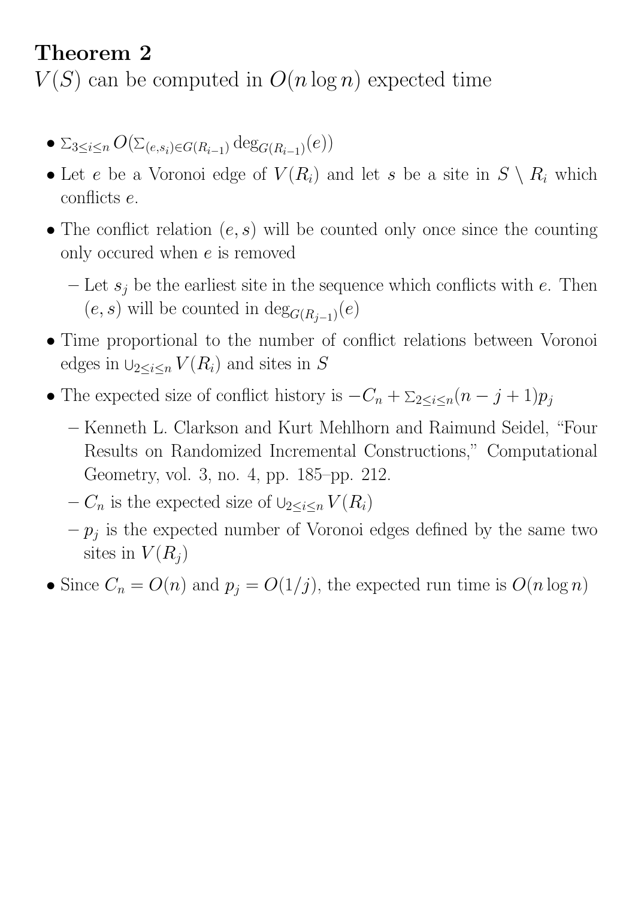**Theorem 2**
$V(S)$ can be computed in $O(n \log n)$ expected time

- $\Sigma_{3 \leq i \leq n} O(\Sigma_{(e,s_i) \in G(R_{i-1})} \deg_{G(R_{i-1})}(e))$
- Let $e$ be a Voronoi edge of $V(R_i)$ and let $s$ be a site in $S \setminus R_i$ which conflicts $e$.
- The conflict relation $(e, s)$ will be counted only once since the counting only occured when $e$ is removed
  - Let $s_j$ be the earliest site in the sequence which conflicts with $e$. Then $(e, s)$ will be counted in $\deg_{G(R_{j-1})}(e)$
- Time proportional to the number of conflict relations between Voronoi edges in $\cup_{2 \leq i \leq n} V(R_i)$ and sites in $S$
- The expected size of conflict history is $-C_n + \Sigma_{2 \leq i \leq n}(n - j + 1)p_j$
  - Kenneth L. Clarkson and Kurt Mehlhorn and Raimund Seidel, "Four Results on Randomized Incremental Constructions," Computational Geometry, vol. 3, no. 4, pp. 185–pp. 212.
  - $C_n$ is the expected size of $\cup_{2 \leq i \leq n} V(R_i)$
  - $p_j$ is the expected number of Voronoi edges defined by the same two sites in $V(R_j)$
- Since $C_n = O(n)$ and $p_j = O(1/j)$, the expected run time is $O(n \log n)$